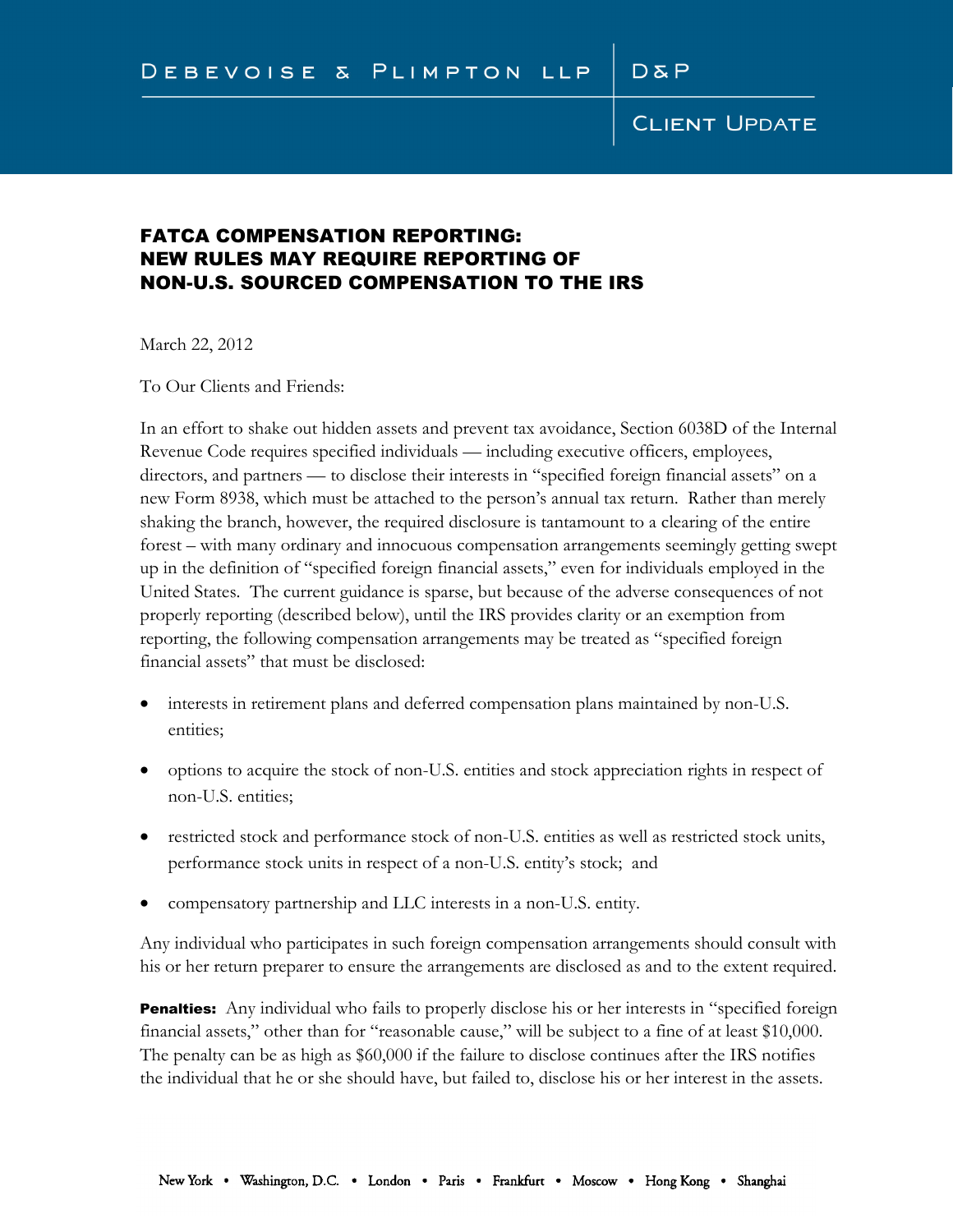Debevoise & Plimpton LLP | D&P

Client Update

## FATCA COMPENSATION REPORTING: NEW RULES MAY REQUIRE REPORTING OF NON-U.S. SOURCED COMPENSATION TO THE IRS

March 22, 2012

To Our Clients and Friends:

In an effort to shake out hidden assets and prevent tax avoidance, Section 6038D of the Internal Revenue Code requires specified individuals — including executive officers, employees, directors, and partners — to disclose their interests in "specified foreign financial assets" on a new Form 8938, which must be attached to the person's annual tax return. Rather than merely shaking the branch, however, the required disclosure is tantamount to a clearing of the entire forest – with many ordinary and innocuous compensation arrangements seemingly getting swept up in the definition of "specified foreign financial assets," even for individuals employed in the United States. The current guidance is sparse, but because of the adverse consequences of not properly reporting (described below), until the IRS provides clarity or an exemption from reporting, the following compensation arrangements may be treated as "specified foreign financial assets" that must be disclosed:

- interests in retirement plans and deferred compensation plans maintained by non-U.S. entities;
- options to acquire the stock of non-U.S. entities and stock appreciation rights in respect of non-U.S. entities;
- restricted stock and performance stock of non-U.S. entities as well as restricted stock units, performance stock units in respect of a non-U.S. entity's stock; and
- compensatory partnership and LLC interests in a non-U.S. entity.

Any individual who participates in such foreign compensation arrangements should consult with his or her return preparer to ensure the arrangements are disclosed as and to the extent required.

**Penalties:** Any individual who fails to properly disclose his or her interests in "specified foreign financial assets," other than for "reasonable cause," will be subject to a fine of at least $10,000. The penalty can be as high as $60,000 if the failure to disclose continues after the IRS notifies the individual that he or she should have, but failed to, disclose his or her interest in the assets.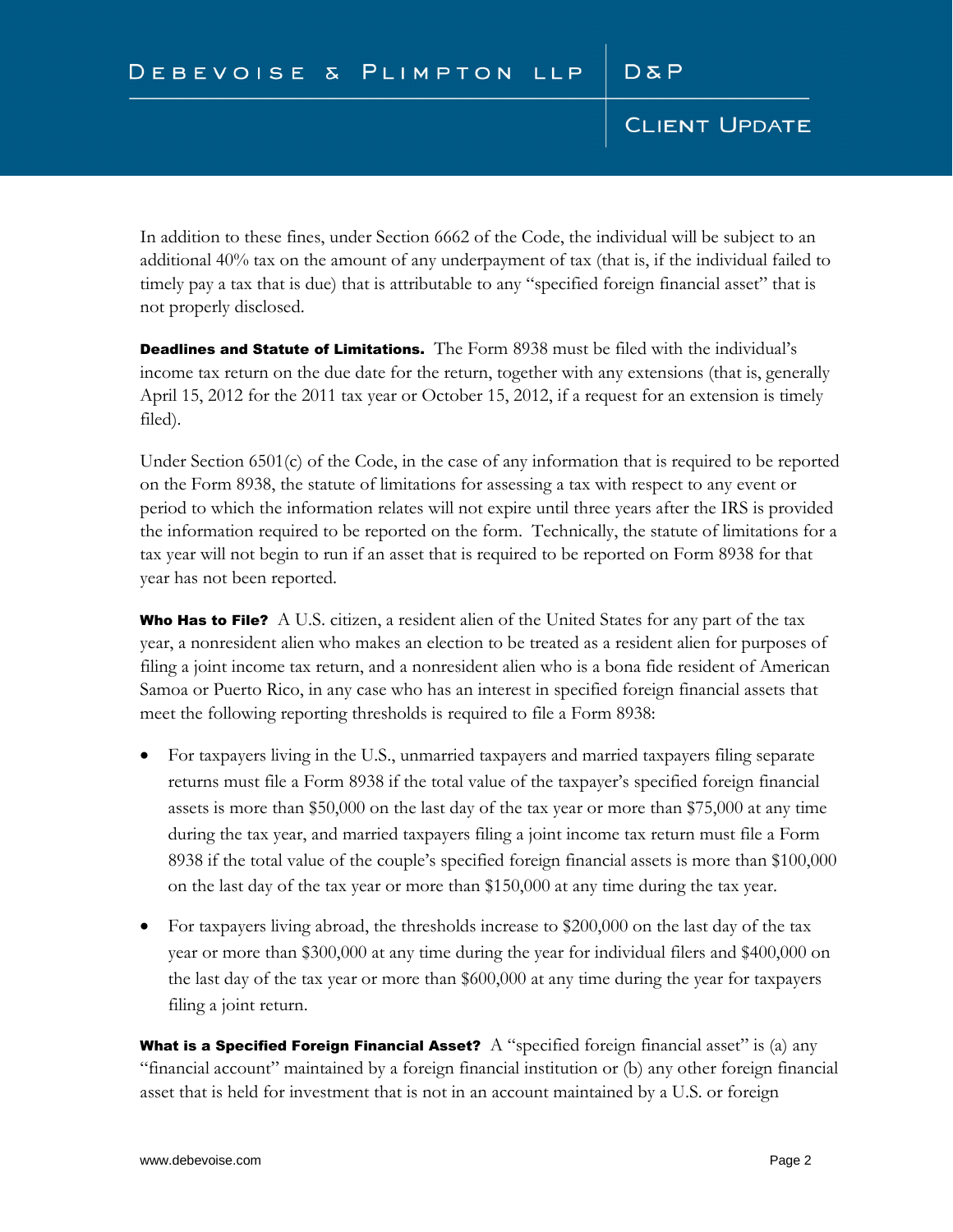In addition to these fines, under Section 6662 of the Code, the individual will be subject to an additional 40% tax on the amount of any underpayment of tax (that is, if the individual failed to timely pay a tax that is due) that is attributable to any "specified foreign financial asset" that is not properly disclosed.

**Deadlines and Statute of Limitations.** The Form 8938 must be filed with the individual's income tax return on the due date for the return, together with any extensions (that is, generally April 15, 2012 for the 2011 tax year or October 15, 2012, if a request for an extension is timely filed).

Under Section 6501(c) of the Code, in the case of any information that is required to be reported on the Form 8938, the statute of limitations for assessing a tax with respect to any event or period to which the information relates will not expire until three years after the IRS is provided the information required to be reported on the form. Technically, the statute of limitations for a tax year will not begin to run if an asset that is required to be reported on Form 8938 for that year has not been reported.

**Who Has to File?** A U.S. citizen, a resident alien of the United States for any part of the tax year, a nonresident alien who makes an election to be treated as a resident alien for purposes of filing a joint income tax return, and a nonresident alien who is a bona fide resident of American Samoa or Puerto Rico, in any case who has an interest in specified foreign financial assets that meet the following reporting thresholds is required to file a Form 8938:

- For taxpayers living in the U.S., unmarried taxpayers and married taxpayers filing separate returns must file a Form 8938 if the total value of the taxpayer's specified foreign financial assets is more than $50,000 on the last day of the tax year or more than $75,000 at any time during the tax year, and married taxpayers filing a joint income tax return must file a Form 8938 if the total value of the couple's specified foreign financial assets is more than $100,000 on the last day of the tax year or more than $150,000 at any time during the tax year.
- For taxpayers living abroad, the thresholds increase to $200,000 on the last day of the tax year or more than $300,000 at any time during the year for individual filers and $400,000 on the last day of the tax year or more than $600,000 at any time during the year for taxpayers filing a joint return.

**What is a Specified Foreign Financial Asset?** A "specified foreign financial asset" is (a) any "financial account" maintained by a foreign financial institution or (b) any other foreign financial asset that is held for investment that is not in an account maintained by a U.S. or foreign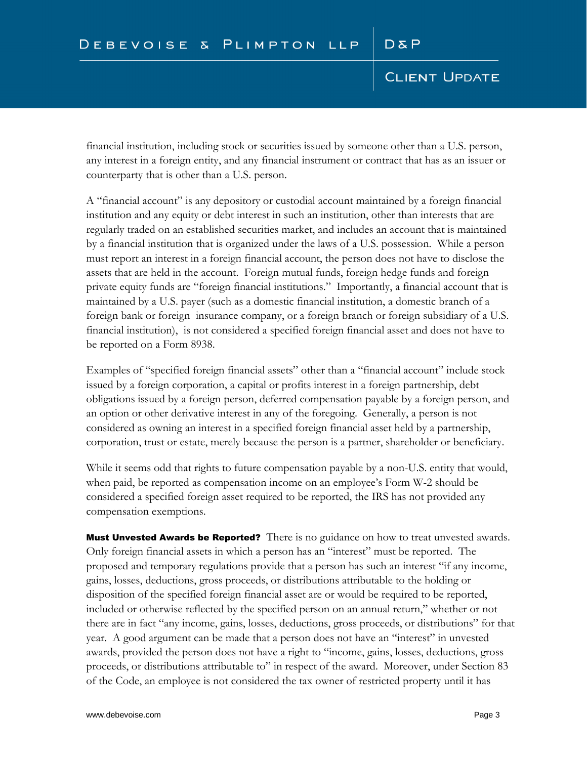financial institution, including stock or securities issued by someone other than a U.S. person, any interest in a foreign entity, and any financial instrument or contract that has as an issuer or counterparty that is other than a U.S. person.

A "financial account" is any depository or custodial account maintained by a foreign financial institution and any equity or debt interest in such an institution, other than interests that are regularly traded on an established securities market, and includes an account that is maintained by a financial institution that is organized under the laws of a U.S. possession. While a person must report an interest in a foreign financial account, the person does not have to disclose the assets that are held in the account. Foreign mutual funds, foreign hedge funds and foreign private equity funds are "foreign financial institutions." Importantly, a financial account that is maintained by a U.S. payer (such as a domestic financial institution, a domestic branch of a foreign bank or foreign insurance company, or a foreign branch or foreign subsidiary of a U.S. financial institution), is not considered a specified foreign financial asset and does not have to be reported on a Form 8938.

Examples of "specified foreign financial assets" other than a "financial account" include stock issued by a foreign corporation, a capital or profits interest in a foreign partnership, debt obligations issued by a foreign person, deferred compensation payable by a foreign person, and an option or other derivative interest in any of the foregoing. Generally, a person is not considered as owning an interest in a specified foreign financial asset held by a partnership, corporation, trust or estate, merely because the person is a partner, shareholder or beneficiary.

While it seems odd that rights to future compensation payable by a non-U.S. entity that would, when paid, be reported as compensation income on an employee's Form W-2 should be considered a specified foreign asset required to be reported, the IRS has not provided any compensation exemptions.

**Must Unvested Awards be Reported?** There is no guidance on how to treat unvested awards. Only foreign financial assets in which a person has an "interest" must be reported. The proposed and temporary regulations provide that a person has such an interest "if any income, gains, losses, deductions, gross proceeds, or distributions attributable to the holding or disposition of the specified foreign financial asset are or would be required to be reported, included or otherwise reflected by the specified person on an annual return," whether or not there are in fact "any income, gains, losses, deductions, gross proceeds, or distributions" for that year. A good argument can be made that a person does not have an "interest" in unvested awards, provided the person does not have a right to "income, gains, losses, deductions, gross proceeds, or distributions attributable to" in respect of the award. Moreover, under Section 83 of the Code, an employee is not considered the tax owner of restricted property until it has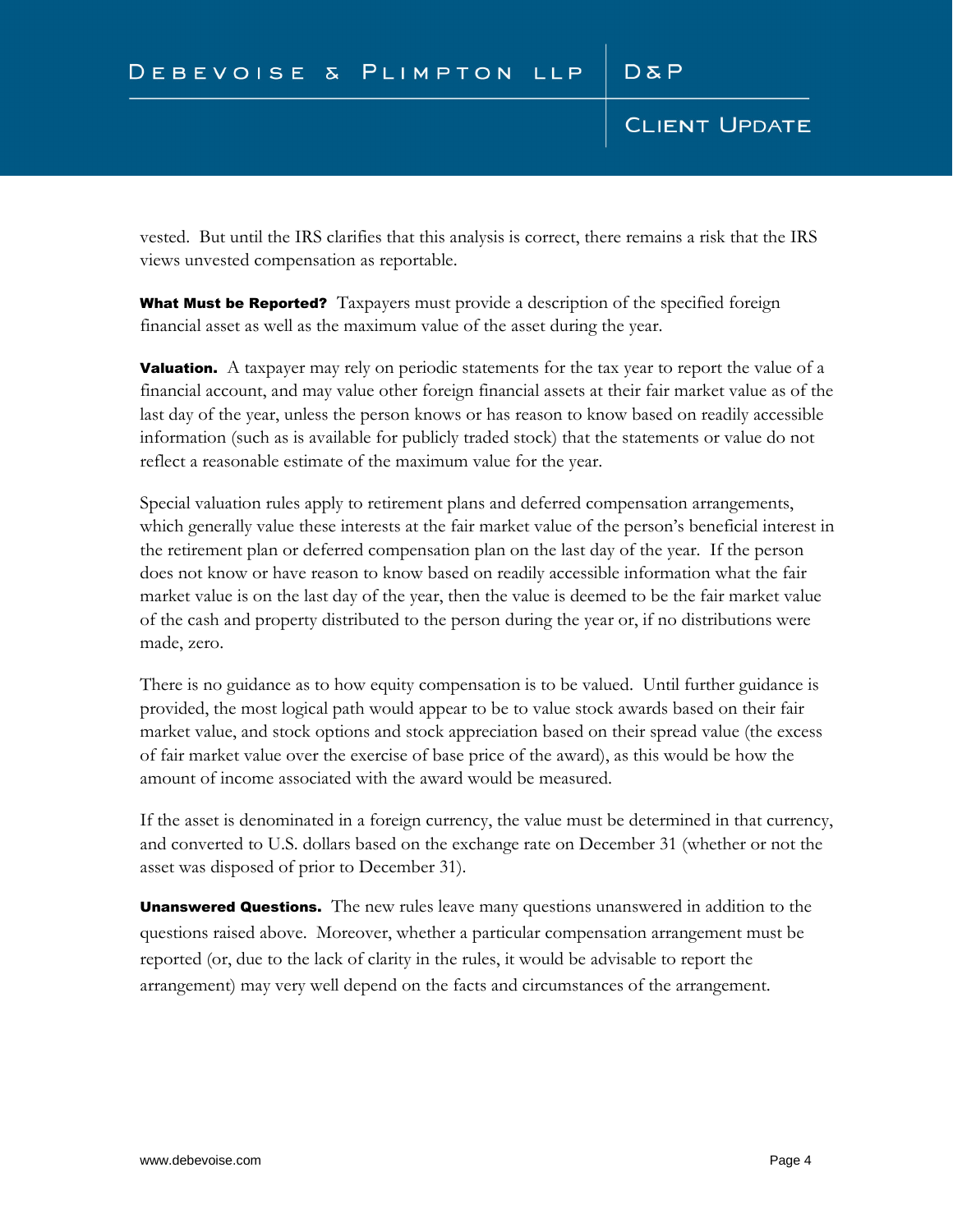vested. But until the IRS clarifies that this analysis is correct, there remains a risk that the IRS views unvested compensation as reportable.

**What Must be Reported?** Taxpayers must provide a description of the specified foreign financial asset as well as the maximum value of the asset during the year.

**Valuation.** A taxpayer may rely on periodic statements for the tax year to report the value of a financial account, and may value other foreign financial assets at their fair market value as of the last day of the year, unless the person knows or has reason to know based on readily accessible information (such as is available for publicly traded stock) that the statements or value do not reflect a reasonable estimate of the maximum value for the year.

Special valuation rules apply to retirement plans and deferred compensation arrangements, which generally value these interests at the fair market value of the person's beneficial interest in the retirement plan or deferred compensation plan on the last day of the year. If the person does not know or have reason to know based on readily accessible information what the fair market value is on the last day of the year, then the value is deemed to be the fair market value of the cash and property distributed to the person during the year or, if no distributions were made, zero.

There is no guidance as to how equity compensation is to be valued. Until further guidance is provided, the most logical path would appear to be to value stock awards based on their fair market value, and stock options and stock appreciation based on their spread value (the excess of fair market value over the exercise of base price of the award), as this would be how the amount of income associated with the award would be measured.

If the asset is denominated in a foreign currency, the value must be determined in that currency, and converted to U.S. dollars based on the exchange rate on December 31 (whether or not the asset was disposed of prior to December 31).

**Unanswered Questions.** The new rules leave many questions unanswered in addition to the questions raised above. Moreover, whether a particular compensation arrangement must be reported (or, due to the lack of clarity in the rules, it would be advisable to report the arrangement) may very well depend on the facts and circumstances of the arrangement.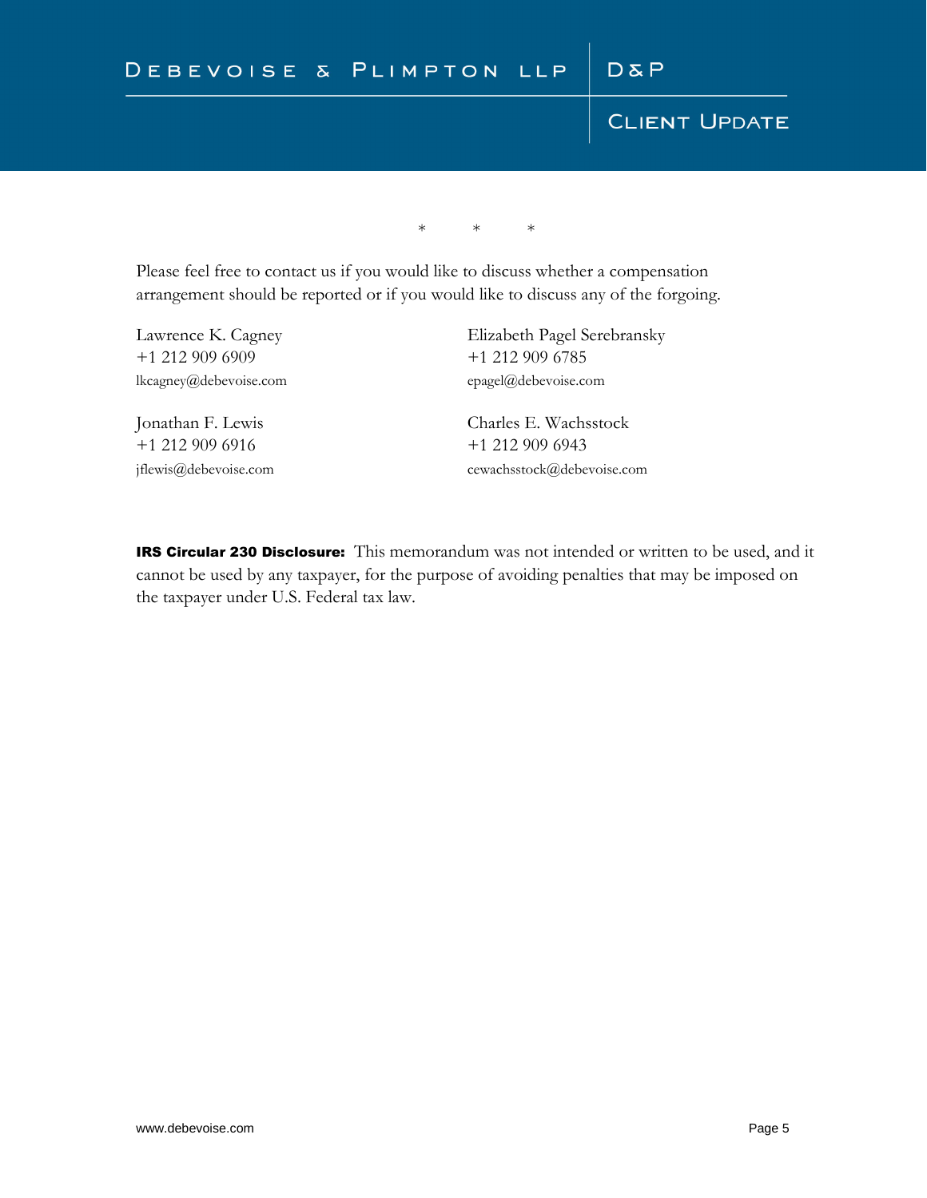\*          \*          \*

Please feel free to contact us if you would like to discuss whether a compensation arrangement should be reported or if you would like to discuss any of the forgoing.

Lawrence K. Cagney
+1 212 909 6909
lkcagney@debevoise.com

Elizabeth Pagel Serebransky
+1 212 909 6785
epagel@debevoise.com

Jonathan F. Lewis
+1 212 909 6916
jflewis@debevoise.com

Charles E. Wachsstock
+1 212 909 6943
cewachsstock@debevoise.com

**IRS Circular 230 Disclosure:** This memorandum was not intended or written to be used, and it cannot be used by any taxpayer, for the purpose of avoiding penalties that may be imposed on the taxpayer under U.S. Federal tax law.